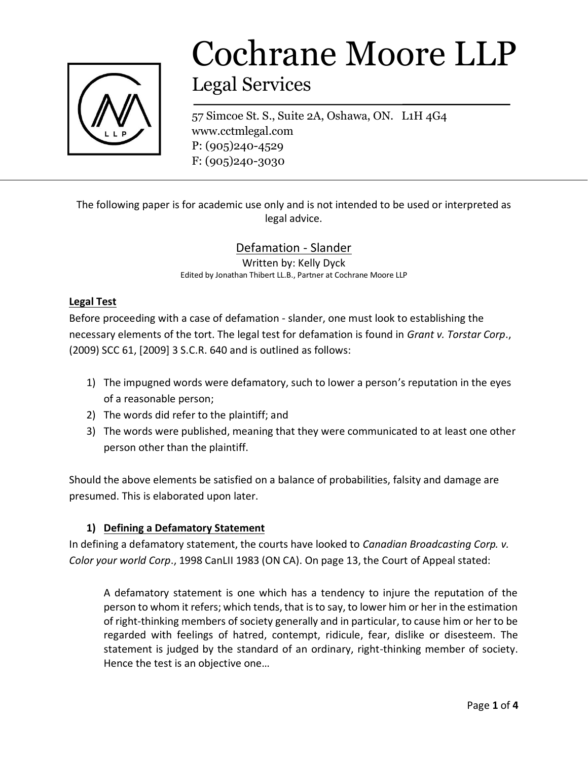# Cochrane Moore LLP

## Legal Services

57 Simcoe St. S., Suite 2A, Oshawa, ON. L1H 4G4
www.cctmlegal.com
P: (905)240-4529
F: (905)240-3030

---

The following paper is for academic use only and is not intended to be used or interpreted as legal advice.

## Defamation - Slander

Written by: Kelly Dyck
Edited by Jonathan Thibert LL.B., Partner at Cochrane Moore LLP

### Legal Test

Before proceeding with a case of defamation - slander, one must look to establishing the necessary elements of the tort. The legal test for defamation is found in *Grant v. Torstar Corp*., (2009) SCC 61, [2009] 3 S.C.R. 640 and is outlined as follows:

1) The impugned words were defamatory, such to lower a person's reputation in the eyes of a reasonable person;
2) The words did refer to the plaintiff; and
3) The words were published, meaning that they were communicated to at least one other person other than the plaintiff.

Should the above elements be satisfied on a balance of probabilities, falsity and damage are presumed. This is elaborated upon later.

#### 1) Defining a Defamatory Statement

In defining a defamatory statement, the courts have looked to *Canadian Broadcasting Corp. v. Color your world Corp*., 1998 CanLII 1983 (ON CA). On page 13, the Court of Appeal stated:

> A defamatory statement is one which has a tendency to injure the reputation of the person to whom it refers; which tends, that is to say, to lower him or her in the estimation of right-thinking members of society generally and in particular, to cause him or her to be regarded with feelings of hatred, contempt, ridicule, fear, dislike or disesteem. The statement is judged by the standard of an ordinary, right-thinking member of society. Hence the test is an objective one…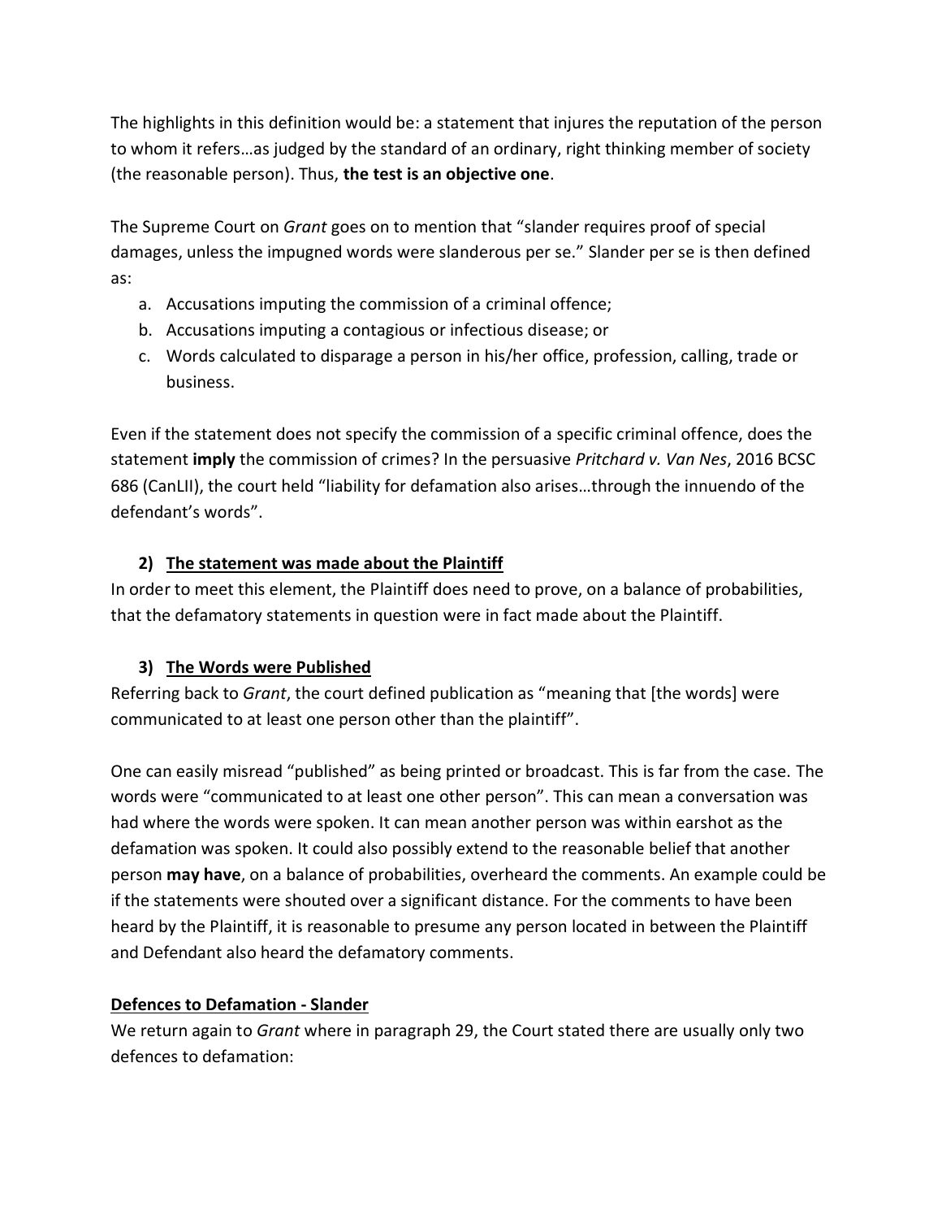The highlights in this definition would be: a statement that injures the reputation of the person to whom it refers…as judged by the standard of an ordinary, right thinking member of society (the reasonable person). Thus, **the test is an objective one**.

The Supreme Court on *Grant* goes on to mention that "slander requires proof of special damages, unless the impugned words were slanderous per se." Slander per se is then defined as:

a. Accusations imputing the commission of a criminal offence;
b. Accusations imputing a contagious or infectious disease; or
c. Words calculated to disparage a person in his/her office, profession, calling, trade or business.

Even if the statement does not specify the commission of a specific criminal offence, does the statement **imply** the commission of crimes? In the persuasive *Pritchard v. Van Nes*, 2016 BCSC 686 (CanLII), the court held "liability for defamation also arises…through the innuendo of the defendant's words".

### 2) <u>The statement was made about the Plaintiff</u>

In order to meet this element, the Plaintiff does need to prove, on a balance of probabilities, that the defamatory statements in question were in fact made about the Plaintiff.

### 3) <u>The Words were Published</u>

Referring back to *Grant*, the court defined publication as "meaning that [the words] were communicated to at least one person other than the plaintiff".

One can easily misread "published" as being printed or broadcast. This is far from the case. The words were "communicated to at least one other person". This can mean a conversation was had where the words were spoken. It can mean another person was within earshot as the defamation was spoken. It could also possibly extend to the reasonable belief that another person **may have**, on a balance of probabilities, overheard the comments. An example could be if the statements were shouted over a significant distance. For the comments to have been heard by the Plaintiff, it is reasonable to presume any person located in between the Plaintiff and Defendant also heard the defamatory comments.

## <u>Defences to Defamation - Slander</u>

We return again to *Grant* where in paragraph 29, the Court stated there are usually only two defences to defamation: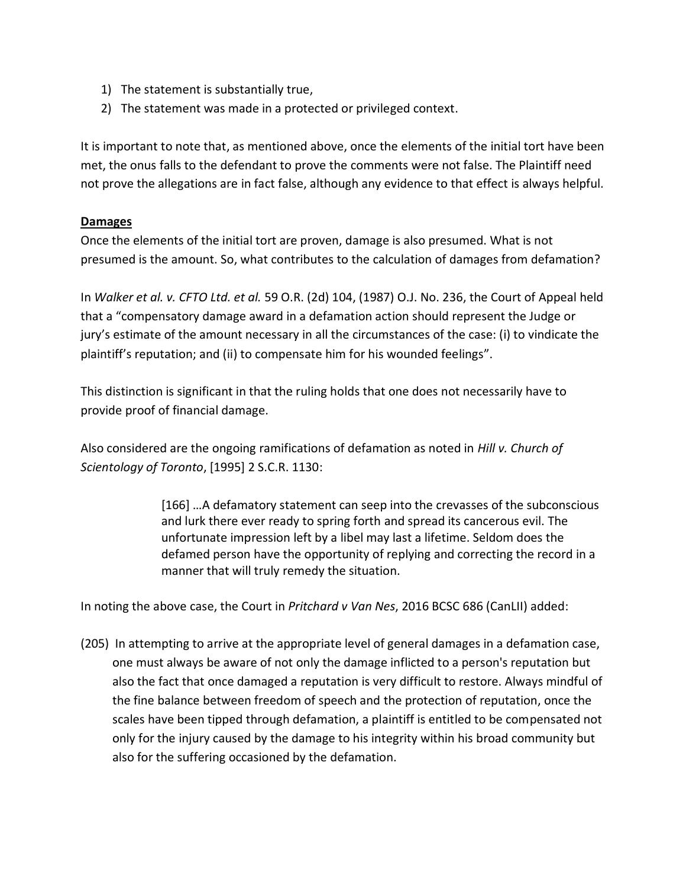1) The statement is substantially true,
2) The statement was made in a protected or privileged context.

It is important to note that, as mentioned above, once the elements of the initial tort have been met, the onus falls to the defendant to prove the comments were not false. The Plaintiff need not prove the allegations are in fact false, although any evidence to that effect is always helpful.

**Damages**

Once the elements of the initial tort are proven, damage is also presumed. What is not presumed is the amount. So, what contributes to the calculation of damages from defamation?

In *Walker et al. v. CFTO Ltd. et al.* 59 O.R. (2d) 104, (1987) O.J. No. 236, the Court of Appeal held that a "compensatory damage award in a defamation action should represent the Judge or jury's estimate of the amount necessary in all the circumstances of the case: (i) to vindicate the plaintiff's reputation; and (ii) to compensate him for his wounded feelings".

This distinction is significant in that the ruling holds that one does not necessarily have to provide proof of financial damage.

Also considered are the ongoing ramifications of defamation as noted in *Hill v. Church of Scientology of Toronto*, [1995] 2 S.C.R. 1130:

> [166] …A defamatory statement can seep into the crevasses of the subconscious and lurk there ever ready to spring forth and spread its cancerous evil. The unfortunate impression left by a libel may last a lifetime. Seldom does the defamed person have the opportunity of replying and correcting the record in a manner that will truly remedy the situation.

In noting the above case, the Court in *Pritchard v Van Nes*, 2016 BCSC 686 (CanLII) added:

(205) In attempting to arrive at the appropriate level of general damages in a defamation case, one must always be aware of not only the damage inflicted to a person's reputation but also the fact that once damaged a reputation is very difficult to restore. Always mindful of the fine balance between freedom of speech and the protection of reputation, once the scales have been tipped through defamation, a plaintiff is entitled to be compensated not only for the injury caused by the damage to his integrity within his broad community but also for the suffering occasioned by the defamation.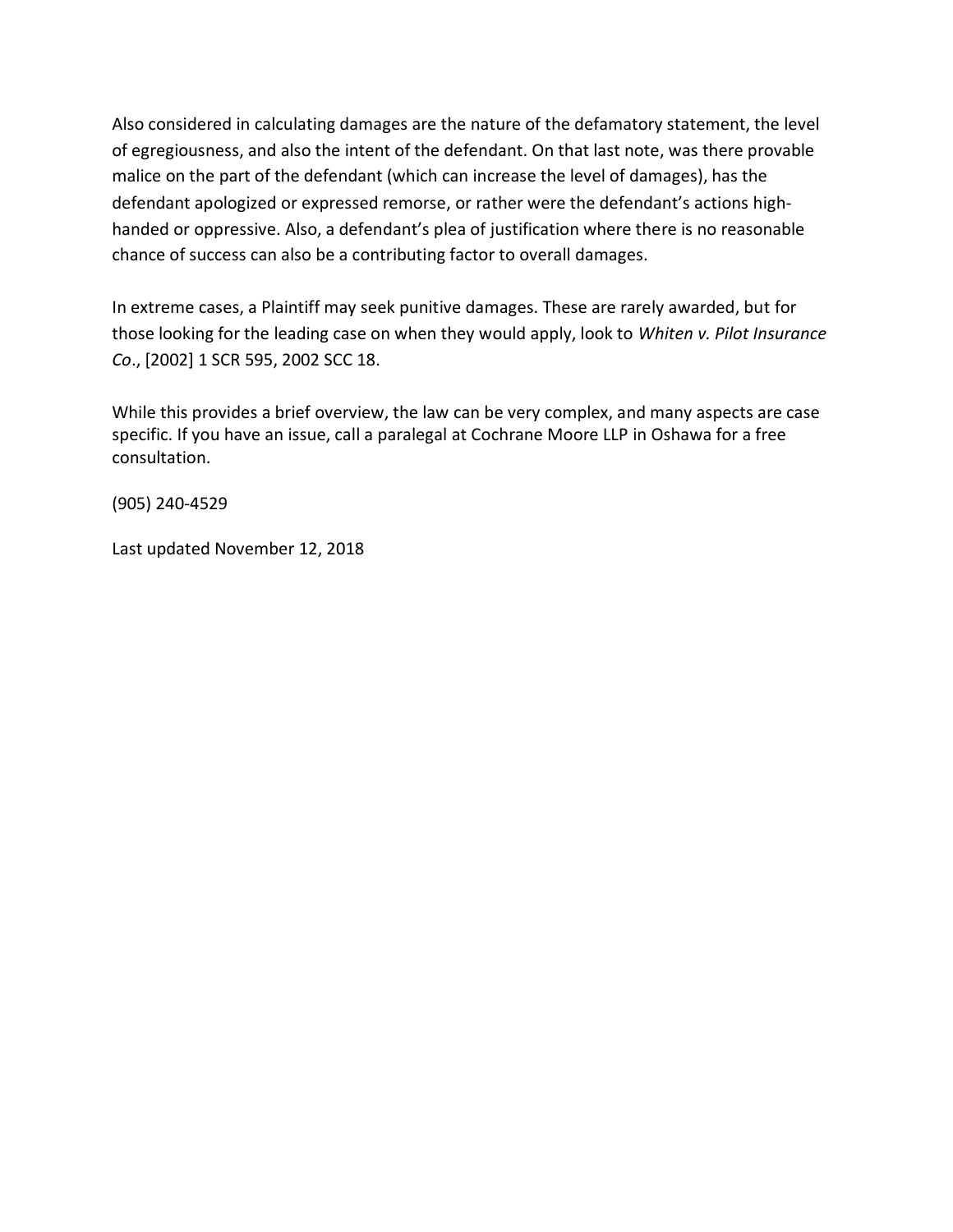Also considered in calculating damages are the nature of the defamatory statement, the level of egregiousness, and also the intent of the defendant. On that last note, was there provable malice on the part of the defendant (which can increase the level of damages), has the defendant apologized or expressed remorse, or rather were the defendant's actions high-handed or oppressive. Also, a defendant's plea of justification where there is no reasonable chance of success can also be a contributing factor to overall damages.

In extreme cases, a Plaintiff may seek punitive damages. These are rarely awarded, but for those looking for the leading case on when they would apply, look to *Whiten v. Pilot Insurance Co*., [2002] 1 SCR 595, 2002 SCC 18.

While this provides a brief overview, the law can be very complex, and many aspects are case specific. If you have an issue, call a paralegal at Cochrane Moore LLP in Oshawa for a free consultation.

(905) 240-4529

Last updated November 12, 2018